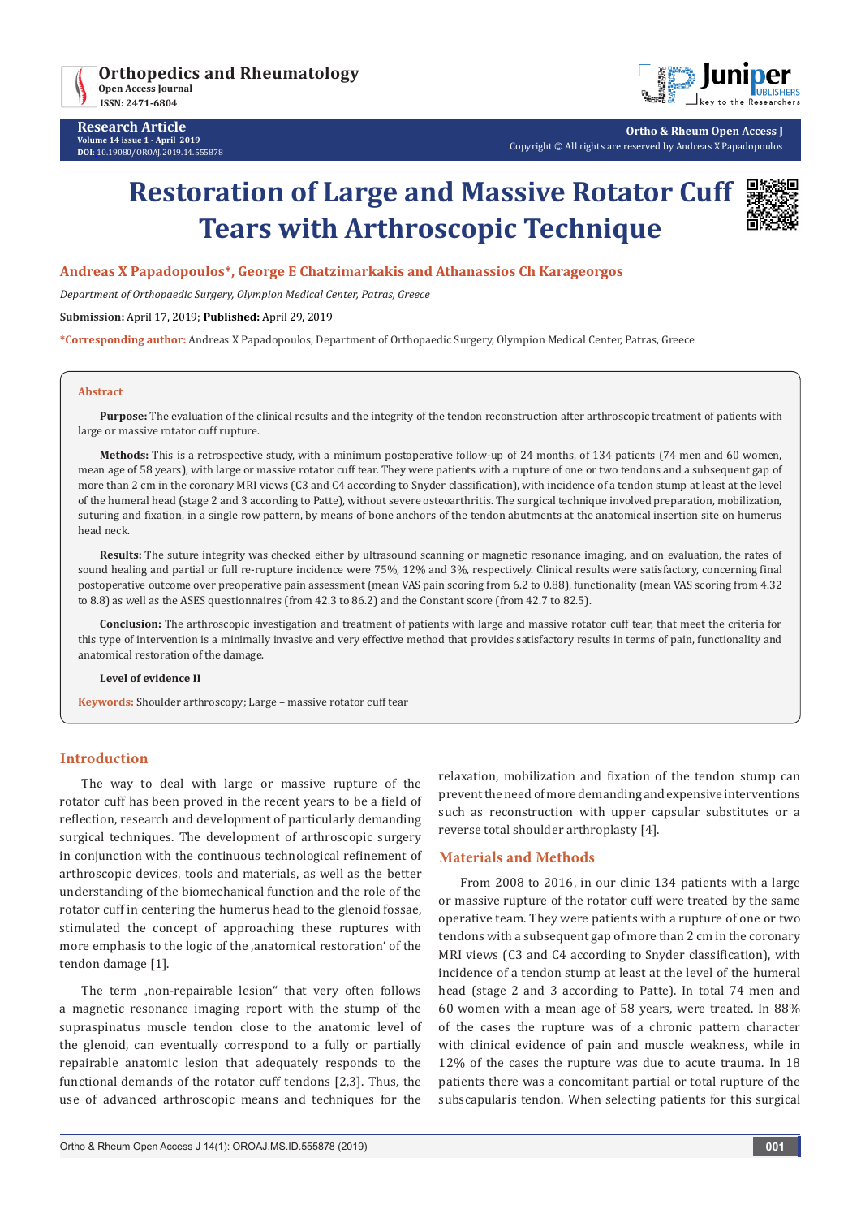# Restoration of Large and Massive Rotator Cuff Tears with Arthroscopic Technique

**Andreas X Papadopoulos*, George E Chatzimarkakis and Athanassios Ch Karageorgos**

*Department of Orthopaedic Surgery, Olympion Medical Center, Patras, Greece*

**Submission:** April 17, 2019; **Published:** April 29, 2019

***Corresponding author:** Andreas X Papadopoulos, Department of Orthopaedic Surgery, Olympion Medical Center, Patras, Greece

## Abstract

**Purpose:** The evaluation of the clinical results and the integrity of the tendon reconstruction after arthroscopic treatment of patients with large or massive rotator cuff rupture.

**Methods:** This is a retrospective study, with a minimum postoperative follow-up of 24 months, of 134 patients (74 men and 60 women, mean age of 58 years), with large or massive rotator cuff tear. They were patients with a rupture of one or two tendons and a subsequent gap of more than 2 cm in the coronary MRI views (C3 and C4 according to Snyder classification), with incidence of a tendon stump at least at the level of the humeral head (stage 2 and 3 according to Patte), without severe osteoarthritis. The surgical technique involved preparation, mobilization, suturing and fixation, in a single row pattern, by means of bone anchors of the tendon abutments at the anatomical insertion site on humerus head neck.

**Results:** The suture integrity was checked either by ultrasound scanning or magnetic resonance imaging, and on evaluation, the rates of sound healing and partial or full re-rupture incidence were 75%, 12% and 3%, respectively. Clinical results were satisfactory, concerning final postoperative outcome over preoperative pain assessment (mean VAS pain scoring from 6.2 to 0.88), functionality (mean VAS scoring from 4.32 to 8.8) as well as the ASES questionnaires (from 42.3 to 86.2) and the Constant score (from 42.7 to 82.5).

**Conclusion:** The arthroscopic investigation and treatment of patients with large and massive rotator cuff tear, that meet the criteria for this type of intervention is a minimally invasive and very effective method that provides satisfactory results in terms of pain, functionality and anatomical restoration of the damage.

**Level of evidence II**

**Keywords:** Shoulder arthroscopy; Large – massive rotator cuff tear

## Introduction

The way to deal with large or massive rupture of the rotator cuff has been proved in the recent years to be a field of reflection, research and development of particularly demanding surgical techniques. The development of arthroscopic surgery in conjunction with the continuous technological refinement of arthroscopic devices, tools and materials, as well as the better understanding of the biomechanical function and the role of the rotator cuff in centering the humerus head to the glenoid fossae, stimulated the concept of approaching these ruptures with more emphasis to the logic of the ‚anatomical restoration' of the tendon damage [1].

The term „non-repairable lesion" that very often follows a magnetic resonance imaging report with the stump of the supraspinatus muscle tendon close to the anatomic level of the glenoid, can eventually correspond to a fully or partially repairable anatomic lesion that adequately responds to the functional demands of the rotator cuff tendons [2,3]. Thus, the use of advanced arthroscopic means and techniques for the relaxation, mobilization and fixation of the tendon stump can prevent the need of more demanding and expensive interventions such as reconstruction with upper capsular substitutes or a reverse total shoulder arthroplasty [4].

## Materials and Methods

From 2008 to 2016, in our clinic 134 patients with a large or massive rupture of the rotator cuff were treated by the same operative team. They were patients with a rupture of one or two tendons with a subsequent gap of more than 2 cm in the coronary MRI views (C3 and C4 according to Snyder classification), with incidence of a tendon stump at least at the level of the humeral head (stage 2 and 3 according to Patte). In total 74 men and 60 women with a mean age of 58 years, were treated. In 88% of the cases the rupture was of a chronic pattern character with clinical evidence of pain and muscle weakness, while in 12% of the cases the rupture was due to acute trauma. In 18 patients there was a concomitant partial or total rupture of the subscapularis tendon. When selecting patients for this surgical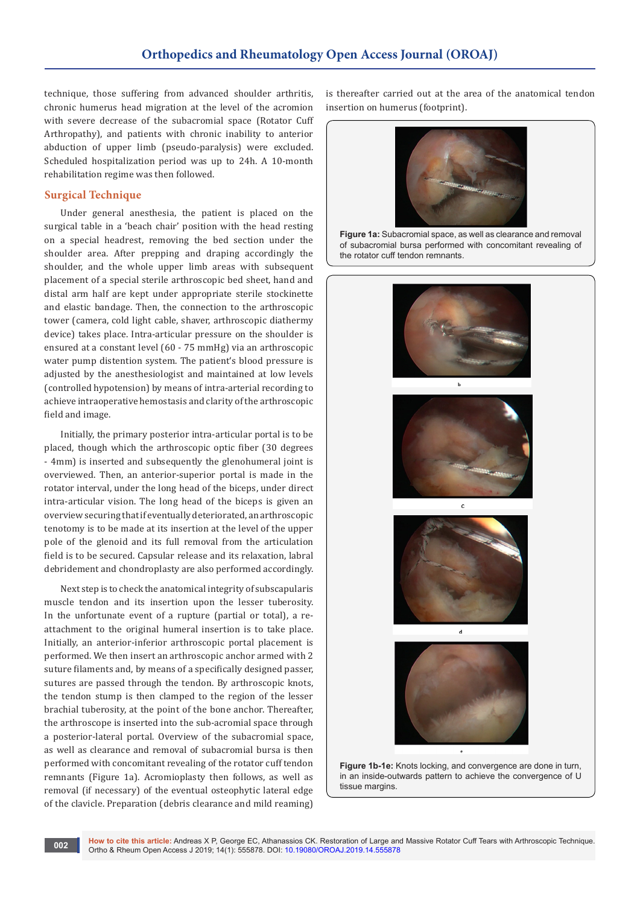technique, those suffering from advanced shoulder arthritis, chronic humerus head migration at the level of the acromion with severe decrease of the subacromial space (Rotator Cuff Arthropathy), and patients with chronic inability to anterior abduction of upper limb (pseudo-paralysis) were excluded. Scheduled hospitalization period was up to 24h. A 10-month rehabilitation regime was then followed.

## Surgical Technique

Under general anesthesia, the patient is placed on the surgical table in a 'beach chair' position with the head resting on a special headrest, removing the bed section under the shoulder area. After prepping and draping accordingly the shoulder, and the whole upper limb areas with subsequent placement of a special sterile arthroscopic bed sheet, hand and distal arm half are kept under appropriate sterile stockinette and elastic bandage. Then, the connection to the arthroscopic tower (camera, cold light cable, shaver, arthroscopic diathermy device) takes place. Intra-articular pressure on the shoulder is ensured at a constant level (60 - 75 mmHg) via an arthroscopic water pump distention system. The patient's blood pressure is adjusted by the anesthesiologist and maintained at low levels (controlled hypotension) by means of intra-arterial recording to achieve intraoperative hemostasis and clarity of the arthroscopic field and image.

Initially, the primary posterior intra-articular portal is to be placed, though which the arthroscopic optic fiber (30 degrees - 4mm) is inserted and subsequently the glenohumeral joint is overviewed. Then, an anterior-superior portal is made in the rotator interval, under the long head of the biceps, under direct intra-articular vision. The long head of the biceps is given an overview securing that if eventually deteriorated, an arthroscopic tenotomy is to be made at its insertion at the level of the upper pole of the glenoid and its full removal from the articulation field is to be secured. Capsular release and its relaxation, labral debridement and chondroplasty are also performed accordingly.

Next step is to check the anatomical integrity of subscapularis muscle tendon and its insertion upon the lesser tuberosity. In the unfortunate event of a rupture (partial or total), a re-attachment to the original humeral insertion is to take place. Initially, an anterior-inferior arthroscopic portal placement is performed. We then insert an arthroscopic anchor armed with 2 suture filaments and, by means of a specifically designed passer, sutures are passed through the tendon. By arthroscopic knots, the tendon stump is then clamped to the region of the lesser brachial tuberosity, at the point of the bone anchor. Thereafter, the arthroscope is inserted into the sub-acromial space through a posterior-lateral portal. Overview of the subacromial space, as well as clearance and removal of subacromial bursa is then performed with concomitant revealing of the rotator cuff tendon remnants (Figure 1a). Acromioplasty then follows, as well as removal (if necessary) of the eventual osteophytic lateral edge of the clavicle. Preparation (debris clearance and mild reaming) is thereafter carried out at the area of the anatomical tendon insertion on humerus (footprint).

**Figure 1a:** Subacromial space, as well as clearance and removal of subacromial bursa performed with concomitant revealing of the rotator cuff tendon remnants.

b

c

d

e

**Figure 1b-1e:** Knots locking, and convergence are done in turn, in an inside-outwards pattern to achieve the convergence of U tissue margins.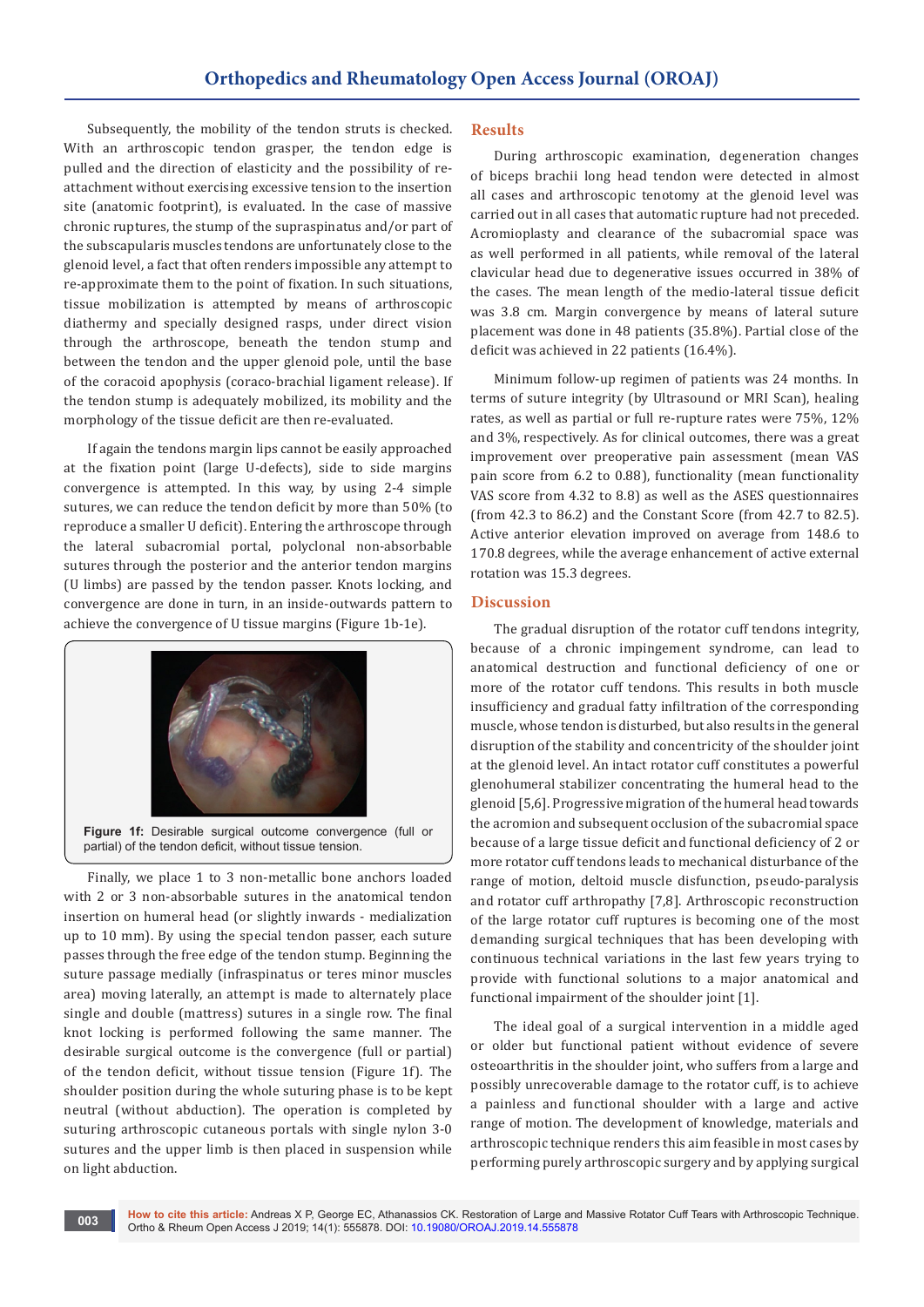Subsequently, the mobility of the tendon struts is checked. With an arthroscopic tendon grasper, the tendon edge is pulled and the direction of elasticity and the possibility of re-attachment without exercising excessive tension to the insertion site (anatomic footprint), is evaluated. In the case of massive chronic ruptures, the stump of the supraspinatus and/or part of the subscapularis muscles tendons are unfortunately close to the glenoid level, a fact that often renders impossible any attempt to re-approximate them to the point of fixation. In such situations, tissue mobilization is attempted by means of arthroscopic diathermy and specially designed rasps, under direct vision through the arthroscope, beneath the tendon stump and between the tendon and the upper glenoid pole, until the base of the coracoid apophysis (coraco-brachial ligament release). If the tendon stump is adequately mobilized, its mobility and the morphology of the tissue deficit are then re-evaluated.

If again the tendons margin lips cannot be easily approached at the fixation point (large U-defects), side to side margins convergence is attempted. In this way, by using 2-4 simple sutures, we can reduce the tendon deficit by more than 50% (to reproduce a smaller U deficit). Entering the arthroscope through the lateral subacromial portal, polyclonal non-absorbable sutures through the posterior and the anterior tendon margins (U limbs) are passed by the tendon passer. Knots locking, and convergence are done in turn, in an inside-outwards pattern to achieve the convergence of U tissue margins (Figure 1b-1e).

**Figure 1f:** Desirable surgical outcome convergence (full or partial) of the tendon deficit, without tissue tension.

Finally, we place 1 to 3 non-metallic bone anchors loaded with 2 or 3 non-absorbable sutures in the anatomical tendon insertion on humeral head (or slightly inwards - medialization up to 10 mm). By using the special tendon passer, each suture passes through the free edge of the tendon stump. Beginning the suture passage medially (infraspinatus or teres minor muscles area) moving laterally, an attempt is made to alternately place single and double (mattress) sutures in a single row. The final knot locking is performed following the same manner. The desirable surgical outcome is the convergence (full or partial) of the tendon deficit, without tissue tension (Figure 1f). The shoulder position during the whole suturing phase is to be kept neutral (without abduction). The operation is completed by suturing arthroscopic cutaneous portals with single nylon 3-0 sutures and the upper limb is then placed in suspension while on light abduction.

## Results

During arthroscopic examination, degeneration changes of biceps brachii long head tendon were detected in almost all cases and arthroscopic tenotomy at the glenoid level was carried out in all cases that automatic rupture had not preceded. Acromioplasty and clearance of the subacromial space was as well performed in all patients, while removal of the lateral clavicular head due to degenerative issues occurred in 38% of the cases. The mean length of the medio-lateral tissue deficit was 3.8 cm. Margin convergence by means of lateral suture placement was done in 48 patients (35.8%). Partial close of the deficit was achieved in 22 patients (16.4%).

Minimum follow-up regimen of patients was 24 months. In terms of suture integrity (by Ultrasound or MRI Scan), healing rates, as well as partial or full re-rupture rates were 75%, 12% and 3%, respectively. As for clinical outcomes, there was a great improvement over preoperative pain assessment (mean VAS pain score from 6.2 to 0.88), functionality (mean functionality VAS score from 4.32 to 8.8) as well as the ASES questionnaires (from 42.3 to 86.2) and the Constant Score (from 42.7 to 82.5). Active anterior elevation improved on average from 148.6 to 170.8 degrees, while the average enhancement of active external rotation was 15.3 degrees.

## Discussion

The gradual disruption of the rotator cuff tendons integrity, because of a chronic impingement syndrome, can lead to anatomical destruction and functional deficiency of one or more of the rotator cuff tendons. This results in both muscle insufficiency and gradual fatty infiltration of the corresponding muscle, whose tendon is disturbed, but also results in the general disruption of the stability and concentricity of the shoulder joint at the glenoid level. An intact rotator cuff constitutes a powerful glenohumeral stabilizer concentrating the humeral head to the glenoid [5,6]. Progressive migration of the humeral head towards the acromion and subsequent occlusion of the subacromial space because of a large tissue deficit and functional deficiency of 2 or more rotator cuff tendons leads to mechanical disturbance of the range of motion, deltoid muscle disfunction, pseudo-paralysis and rotator cuff arthropathy [7,8]. Arthroscopic reconstruction of the large rotator cuff ruptures is becoming one of the most demanding surgical techniques that has been developing with continuous technical variations in the last few years trying to provide with functional solutions to a major anatomical and functional impairment of the shoulder joint [1].

The ideal goal of a surgical intervention in a middle aged or older but functional patient without evidence of severe osteoarthritis in the shoulder joint, who suffers from a large and possibly unrecoverable damage to the rotator cuff, is to achieve a painless and functional shoulder with a large and active range of motion. The development of knowledge, materials and arthroscopic technique renders this aim feasible in most cases by performing purely arthroscopic surgery and by applying surgical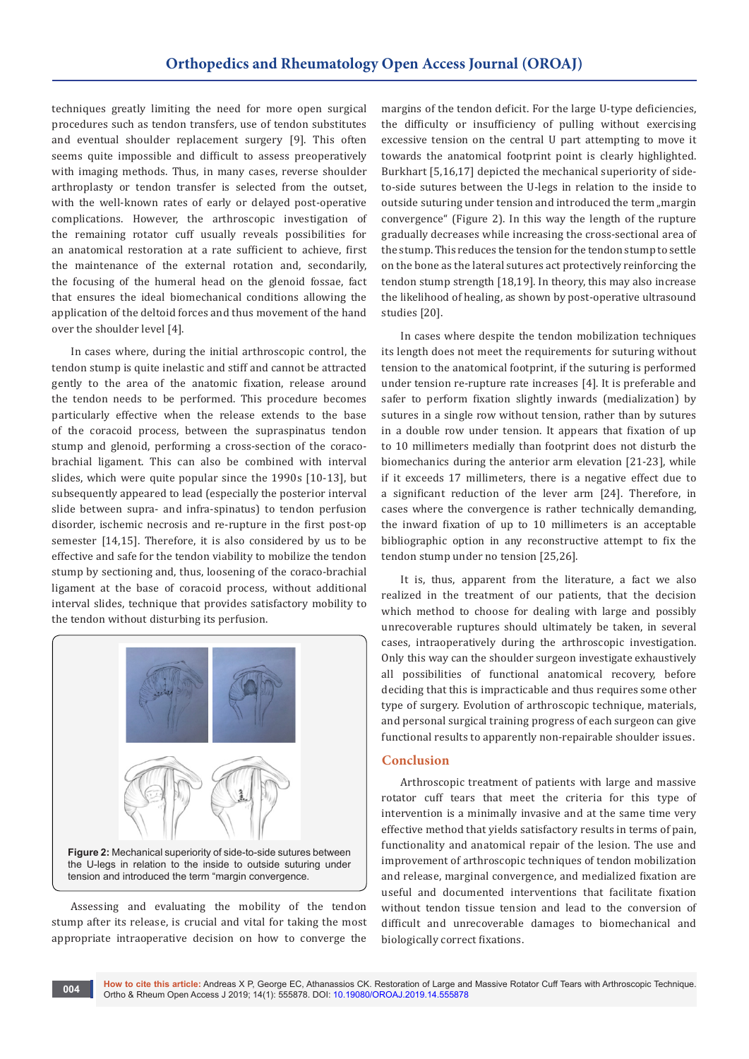techniques greatly limiting the need for more open surgical procedures such as tendon transfers, use of tendon substitutes and eventual shoulder replacement surgery [9]. This often seems quite impossible and difficult to assess preoperatively with imaging methods. Thus, in many cases, reverse shoulder arthroplasty or tendon transfer is selected from the outset, with the well-known rates of early or delayed post-operative complications. However, the arthroscopic investigation of the remaining rotator cuff usually reveals possibilities for an anatomical restoration at a rate sufficient to achieve, first the maintenance of the external rotation and, secondarily, the focusing of the humeral head on the glenoid fossae, fact that ensures the ideal biomechanical conditions allowing the application of the deltoid forces and thus movement of the hand over the shoulder level [4].

In cases where, during the initial arthroscopic control, the tendon stump is quite inelastic and stiff and cannot be attracted gently to the area of the anatomic fixation, release around the tendon needs to be performed. This procedure becomes particularly effective when the release extends to the base of the coracoid process, between the supraspinatus tendon stump and glenoid, performing a cross-section of the coraco-brachial ligament. This can also be combined with interval slides, which were quite popular since the 1990s [10-13], but subsequently appeared to lead (especially the posterior interval slide between supra- and infra-spinatus) to tendon perfusion disorder, ischemic necrosis and re-rupture in the first post-op semester [14,15]. Therefore, it is also considered by us to be effective and safe for the tendon viability to mobilize the tendon stump by sectioning and, thus, loosening of the coraco-brachial ligament at the base of coracoid process, without additional interval slides, technique that provides satisfactory mobility to the tendon without disturbing its perfusion.

**Figure 2:** Mechanical superiority of side-to-side sutures between the U-legs in relation to the inside to outside suturing under tension and introduced the term "margin convergence.

Assessing and evaluating the mobility of the tendon stump after its release, is crucial and vital for taking the most appropriate intraoperative decision on how to converge the margins of the tendon deficit. For the large U-type deficiencies, the difficulty or insufficiency of pulling without exercising excessive tension on the central U part attempting to move it towards the anatomical footprint point is clearly highlighted. Burkhart [5,16,17] depicted the mechanical superiority of side-to-side sutures between the U-legs in relation to the inside to outside suturing under tension and introduced the term „margin convergence" (Figure 2). In this way the length of the rupture gradually decreases while increasing the cross-sectional area of the stump. This reduces the tension for the tendon stump to settle on the bone as the lateral sutures act protectively reinforcing the tendon stump strength [18,19]. In theory, this may also increase the likelihood of healing, as shown by post-operative ultrasound studies [20].

In cases where despite the tendon mobilization techniques its length does not meet the requirements for suturing without tension to the anatomical footprint, if the suturing is performed under tension re-rupture rate increases [4]. It is preferable and safer to perform fixation slightly inwards (medialization) by sutures in a single row without tension, rather than by sutures in a double row under tension. It appears that fixation of up to 10 millimeters medially than footprint does not disturb the biomechanics during the anterior arm elevation [21-23], while if it exceeds 17 millimeters, there is a negative effect due to a significant reduction of the lever arm [24]. Therefore, in cases where the convergence is rather technically demanding, the inward fixation of up to 10 millimeters is an acceptable bibliographic option in any reconstructive attempt to fix the tendon stump under no tension [25,26].

It is, thus, apparent from the literature, a fact we also realized in the treatment of our patients, that the decision which method to choose for dealing with large and possibly unrecoverable ruptures should ultimately be taken, in several cases, intraoperatively during the arthroscopic investigation. Only this way can the shoulder surgeon investigate exhaustively all possibilities of functional anatomical recovery, before deciding that this is impracticable and thus requires some other type of surgery. Evolution of arthroscopic technique, materials, and personal surgical training progress of each surgeon can give functional results to apparently non-repairable shoulder issues.

## Conclusion

Arthroscopic treatment of patients with large and massive rotator cuff tears that meet the criteria for this type of intervention is a minimally invasive and at the same time very effective method that yields satisfactory results in terms of pain, functionality and anatomical repair of the lesion. The use and improvement of arthroscopic techniques of tendon mobilization and release, marginal convergence, and medialized fixation are useful and documented interventions that facilitate fixation without tendon tissue tension and lead to the conversion of difficult and unrecoverable damages to biomechanical and biologically correct fixations.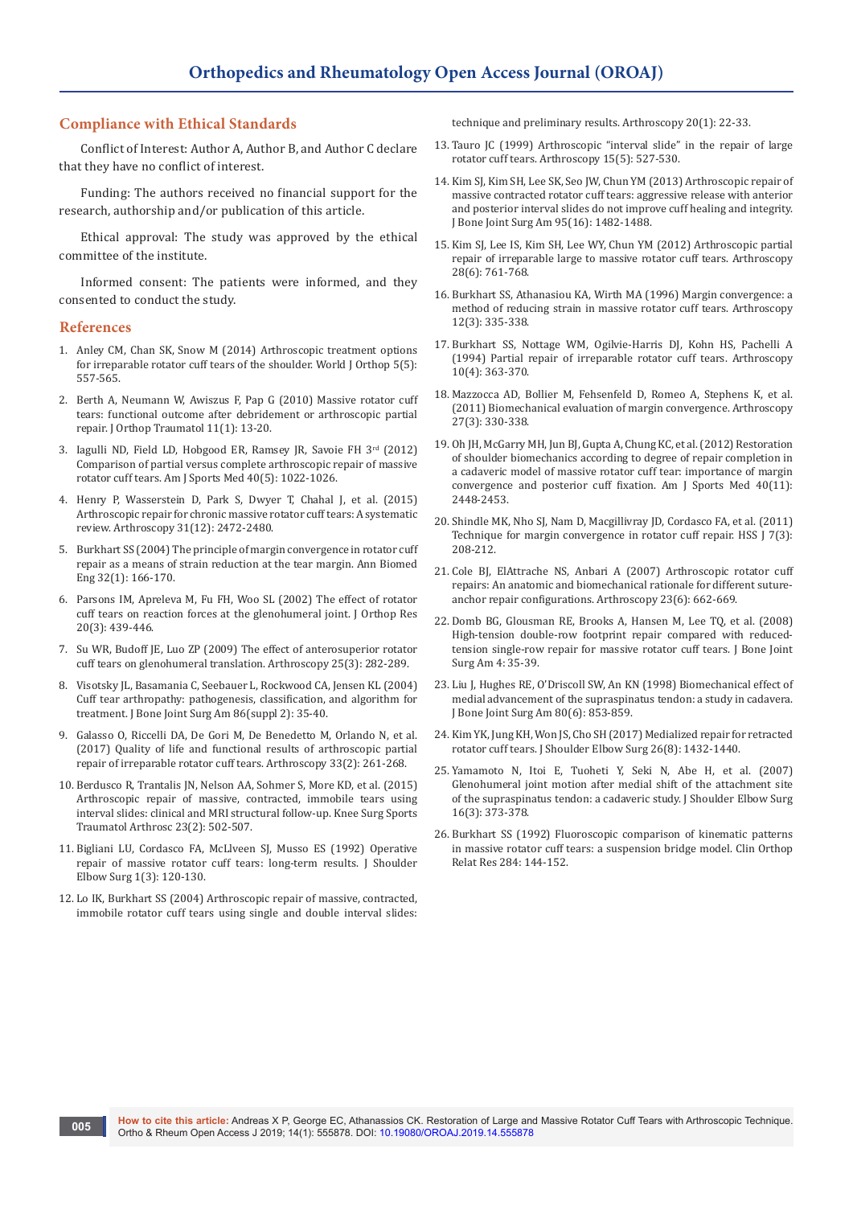## Compliance with Ethical Standards

Conflict of Interest: Author A, Author B, and Author C declare that they have no conflict of interest.

Funding: The authors received no financial support for the research, authorship and/or publication of this article.

Ethical approval: The study was approved by the ethical committee of the institute.

Informed consent: The patients were informed, and they consented to conduct the study.

## References

1. Anley CM, Chan SK, Snow M (2014) Arthroscopic treatment options for irreparable rotator cuff tears of the shoulder. World J Orthop 5(5): 557-565.
2. Berth A, Neumann W, Awiszus F, Pap G (2010) Massive rotator cuff tears: functional outcome after debridement or arthroscopic partial repair. J Orthop Traumatol 11(1): 13-20.
3. Iagulli ND, Field LD, Hobgood ER, Ramsey JR, Savoie FH 3rd (2012) Comparison of partial versus complete arthroscopic repair of massive rotator cuff tears. Am J Sports Med 40(5): 1022-1026.
4. Henry P, Wasserstein D, Park S, Dwyer T, Chahal J, et al. (2015) Arthroscopic repair for chronic massive rotator cuff tears: A systematic review. Arthroscopy 31(12): 2472-2480.
5. Burkhart SS (2004) The principle of margin convergence in rotator cuff repair as a means of strain reduction at the tear margin. Ann Biomed Eng 32(1): 166-170.
6. Parsons IM, Apreleva M, Fu FH, Woo SL (2002) The effect of rotator cuff tears on reaction forces at the glenohumeral joint. J Orthop Res 20(3): 439-446.
7. Su WR, Budoff JE, Luo ZP (2009) The effect of anterosuperior rotator cuff tears on glenohumeral translation. Arthroscopy 25(3): 282-289.
8. Visotsky JL, Basamania C, Seebauer L, Rockwood CA, Jensen KL (2004) Cuff tear arthropathy: pathogenesis, classification, and algorithm for treatment. J Bone Joint Surg Am 86(suppl 2): 35-40.
9. Galasso O, Riccelli DA, De Gori M, De Benedetto M, Orlando N, et al. (2017) Quality of life and functional results of arthroscopic partial repair of irreparable rotator cuff tears. Arthroscopy 33(2): 261-268.
10. Berdusco R, Trantalis JN, Nelson AA, Sohmer S, More KD, et al. (2015) Arthroscopic repair of massive, contracted, immobile tears using interval slides: clinical and MRI structural follow-up. Knee Surg Sports Traumatol Arthrosc 23(2): 502-507.
11. Bigliani LU, Cordasco FA, McLlveen SJ, Musso ES (1992) Operative repair of massive rotator cuff tears: long-term results. J Shoulder Elbow Surg 1(3): 120-130.
12. Lo IK, Burkhart SS (2004) Arthroscopic repair of massive, contracted, immobile rotator cuff tears using single and double interval slides: technique and preliminary results. Arthroscopy 20(1): 22-33.
13. Tauro JC (1999) Arthroscopic "interval slide" in the repair of large rotator cuff tears. Arthroscopy 15(5): 527-530.
14. Kim SJ, Kim SH, Lee SK, Seo JW, Chun YM (2013) Arthroscopic repair of massive contracted rotator cuff tears: aggressive release with anterior and posterior interval slides do not improve cuff healing and integrity. J Bone Joint Surg Am 95(16): 1482-1488.
15. Kim SJ, Lee IS, Kim SH, Lee WY, Chun YM (2012) Arthroscopic partial repair of irreparable large to massive rotator cuff tears. Arthroscopy 28(6): 761-768.
16. Burkhart SS, Athanasiou KA, Wirth MA (1996) Margin convergence: a method of reducing strain in massive rotator cuff tears. Arthroscopy 12(3): 335-338.
17. Burkhart SS, Nottage WM, Ogilvie-Harris DJ, Kohn HS, Pachelli A (1994) Partial repair of irreparable rotator cuff tears. Arthroscopy 10(4): 363-370.
18. Mazzocca AD, Bollier M, Fehsenfeld D, Romeo A, Stephens K, et al. (2011) Biomechanical evaluation of margin convergence. Arthroscopy 27(3): 330-338.
19. Oh JH, McGarry MH, Jun BJ, Gupta A, Chung KC, et al. (2012) Restoration of shoulder biomechanics according to degree of repair completion in a cadaveric model of massive rotator cuff tear: importance of margin convergence and posterior cuff fixation. Am J Sports Med 40(11): 2448-2453.
20. Shindle MK, Nho SJ, Nam D, Macgillivray JD, Cordasco FA, et al. (2011) Technique for margin convergence in rotator cuff repair. HSS J 7(3): 208-212.
21. Cole BJ, ElAttrache NS, Anbari A (2007) Arthroscopic rotator cuff repairs: An anatomic and biomechanical rationale for different suture-anchor repair configurations. Arthroscopy 23(6): 662-669.
22. Domb BG, Glousman RE, Brooks A, Hansen M, Lee TQ, et al. (2008) High-tension double-row footprint repair compared with reduced-tension single-row repair for massive rotator cuff tears. J Bone Joint Surg Am 4: 35-39.
23. Liu J, Hughes RE, O'Driscoll SW, An KN (1998) Biomechanical effect of medial advancement of the supraspinatus tendon: a study in cadavera. J Bone Joint Surg Am 80(6): 853-859.
24. Kim YK, Jung KH, Won JS, Cho SH (2017) Medialized repair for retracted rotator cuff tears. J Shoulder Elbow Surg 26(8): 1432-1440.
25. Yamamoto N, Itoi E, Tuoheti Y, Seki N, Abe H, et al. (2007) Glenohumeral joint motion after medial shift of the attachment site of the supraspinatus tendon: a cadaveric study. J Shoulder Elbow Surg 16(3): 373-378.
26. Burkhart SS (1992) Fluoroscopic comparison of kinematic patterns in massive rotator cuff tears: a suspension bridge model. Clin Orthop Relat Res 284: 144-152.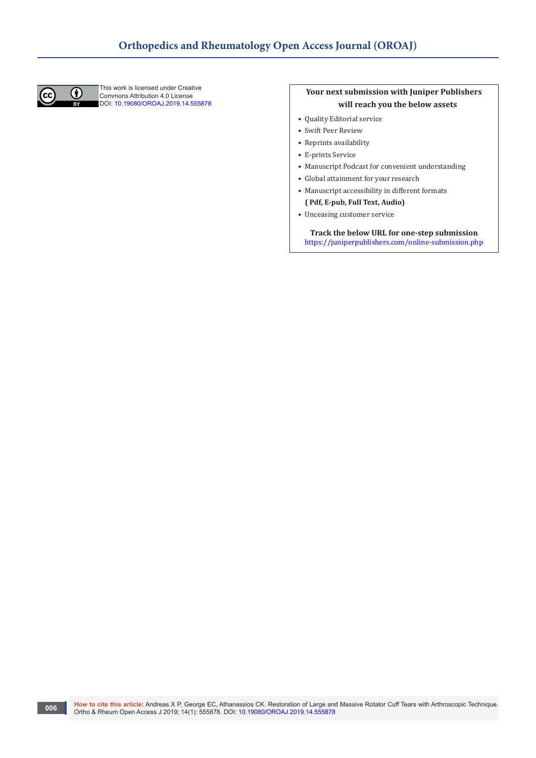This work is licensed under Creative Commons Attribution 4.0 License
DOI: 10.19080/OROAJ.2019.14.555878

**Your next submission with Juniper Publishers will reach you the below assets**

- Quality Editorial service
- Swift Peer Review
- Reprints availability
- E-prints Service
- Manuscript Podcast for convenient understanding
- Global attainment for your research
- Manuscript accessibility in different formats
  **( Pdf, E-pub, Full Text, Audio)**
- Unceasing customer service

**Track the below URL for one-step submission**
https://juniperpublishers.com/online-submission.php

**How to cite this article:** Andreas X P, George EC, Athanassios CK. Restoration of Large and Massive Rotator Cuff Tears with Arthroscopic Technique. Ortho & Rheum Open Access J 2019; 14(1): 555878. DOI: 10.19080/OROAJ.2019.14.555878